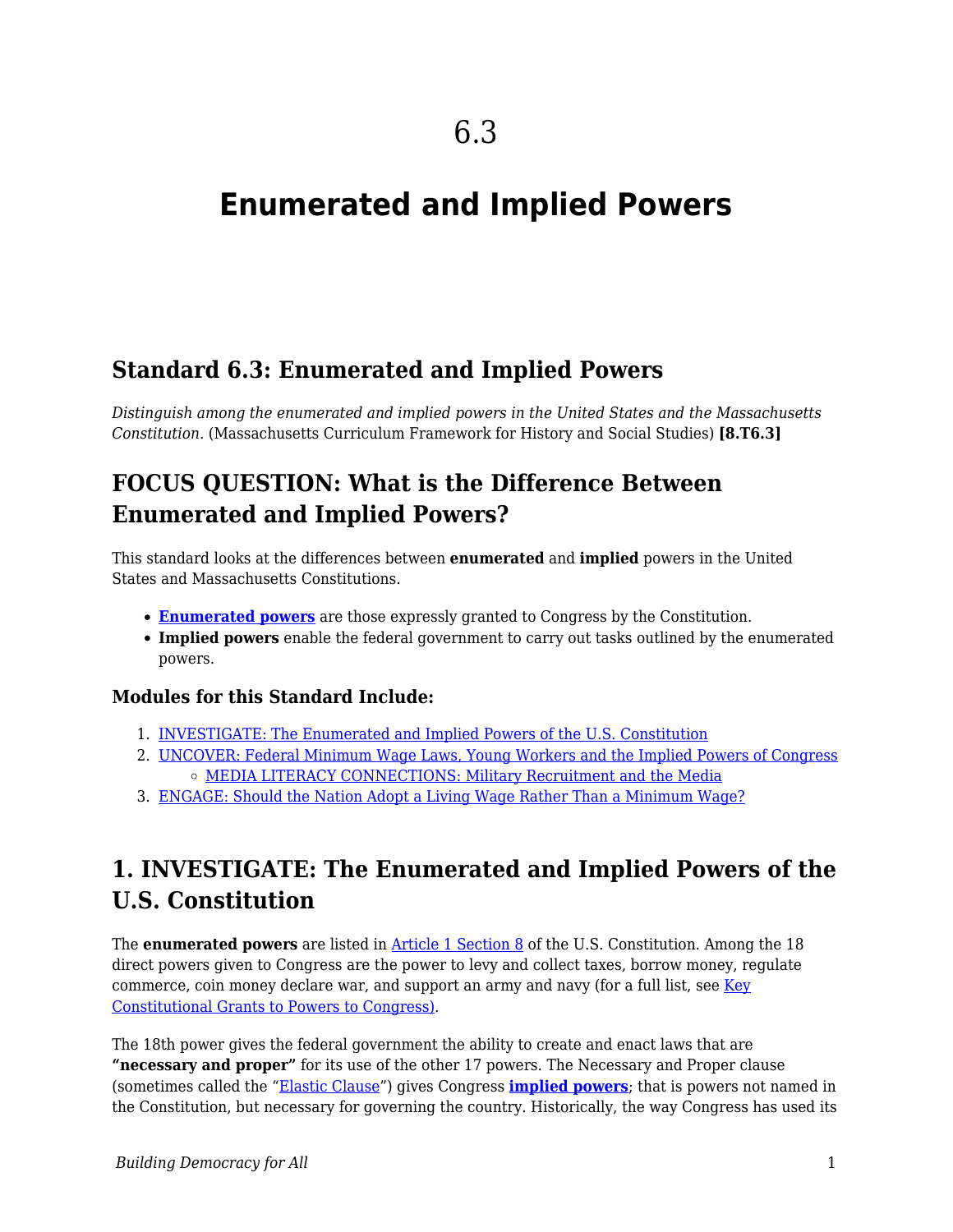# 6.3

# Enumerated and Implied Powers

## Standard 6.3: Enumerated and Implied Powers

*Distinguish among the enumerated and implied powers in the United States and the Massachusetts Constitution.* (Massachusetts Curriculum Framework for History and Social Studies) **[8.T6.3]**

## FOCUS QUESTION: What is the Difference Between Enumerated and Implied Powers?

This standard looks at the differences between **enumerated** and **implied** powers in the United States and Massachusetts Constitutions.

- **Enumerated powers** are those expressly granted to Congress by the Constitution.
- **Implied powers** enable the federal government to carry out tasks outlined by the enumerated powers.

### Modules for this Standard Include:

1. INVESTIGATE: The Enumerated and Implied Powers of the U.S. Constitution
2. UNCOVER: Federal Minimum Wage Laws, Young Workers and the Implied Powers of Congress
   - MEDIA LITERACY CONNECTIONS: Military Recruitment and the Media
3. ENGAGE: Should the Nation Adopt a Living Wage Rather Than a Minimum Wage?

## 1. INVESTIGATE: The Enumerated and Implied Powers of the U.S. Constitution

The **enumerated powers** are listed in Article 1 Section 8 of the U.S. Constitution. Among the 18 direct powers given to Congress are the power to levy and collect taxes, borrow money, regulate commerce, coin money declare war, and support an army and navy (for a full list, see Key Constitutional Grants to Powers to Congress).

The 18th power gives the federal government the ability to create and enact laws that are **"necessary and proper"** for its use of the other 17 powers. The Necessary and Proper clause (sometimes called the "Elastic Clause") gives Congress **implied powers**; that is powers not named in the Constitution, but necessary for governing the country. Historically, the way Congress has used its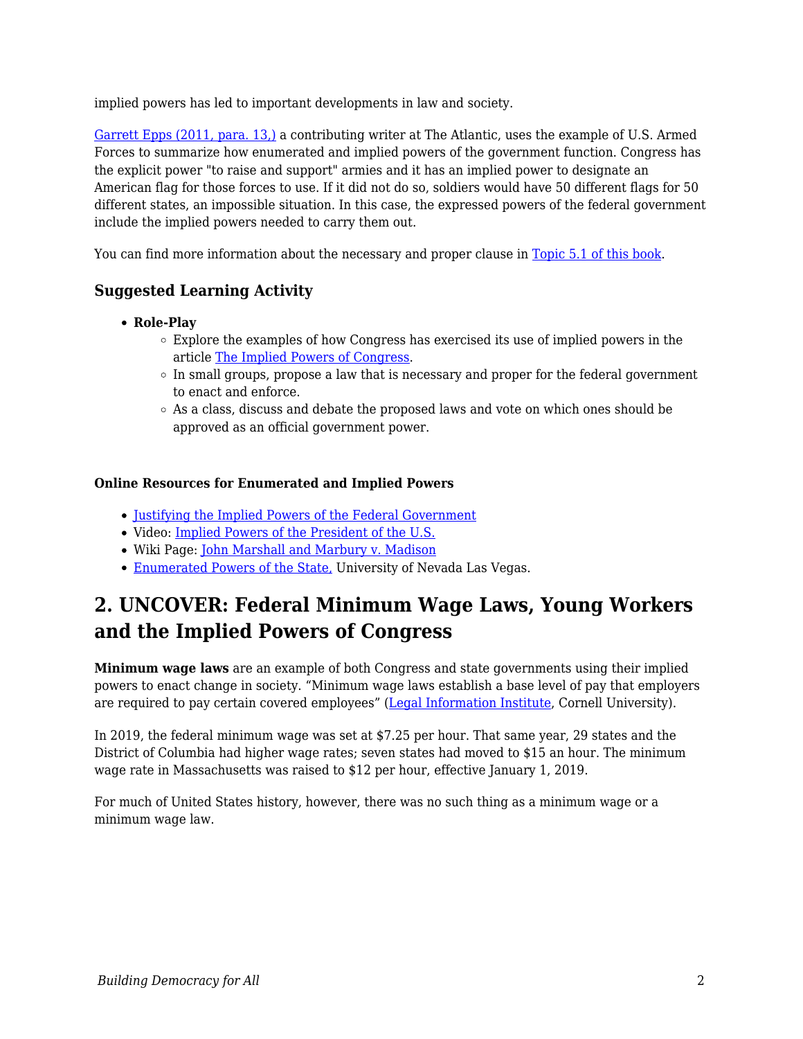implied powers has led to important developments in law and society.

Garrett Epps (2011, para. 13,) a contributing writer at The Atlantic, uses the example of U.S. Armed Forces to summarize how enumerated and implied powers of the government function. Congress has the explicit power "to raise and support" armies and it has an implied power to designate an American flag for those forces to use. If it did not do so, soldiers would have 50 different flags for 50 different states, an impossible situation. In this case, the expressed powers of the federal government include the implied powers needed to carry them out.

You can find more information about the necessary and proper clause in Topic 5.1 of this book.

### Suggested Learning Activity

- **Role-Play**
  - Explore the examples of how Congress has exercised its use of implied powers in the article The Implied Powers of Congress.
  - In small groups, propose a law that is necessary and proper for the federal government to enact and enforce.
  - As a class, discuss and debate the proposed laws and vote on which ones should be approved as an official government power.

#### Online Resources for Enumerated and Implied Powers

- Justifying the Implied Powers of the Federal Government
- Video: Implied Powers of the President of the U.S.
- Wiki Page: John Marshall and Marbury v. Madison
- Enumerated Powers of the State, University of Nevada Las Vegas.

## 2. UNCOVER: Federal Minimum Wage Laws, Young Workers and the Implied Powers of Congress

**Minimum wage laws** are an example of both Congress and state governments using their implied powers to enact change in society. "Minimum wage laws establish a base level of pay that employers are required to pay certain covered employees" (Legal Information Institute, Cornell University).

In 2019, the federal minimum wage was set at $7.25 per hour. That same year, 29 states and the District of Columbia had higher wage rates; seven states had moved to $15 an hour. The minimum wage rate in Massachusetts was raised to $12 per hour, effective January 1, 2019.

For much of United States history, however, there was no such thing as a minimum wage or a minimum wage law.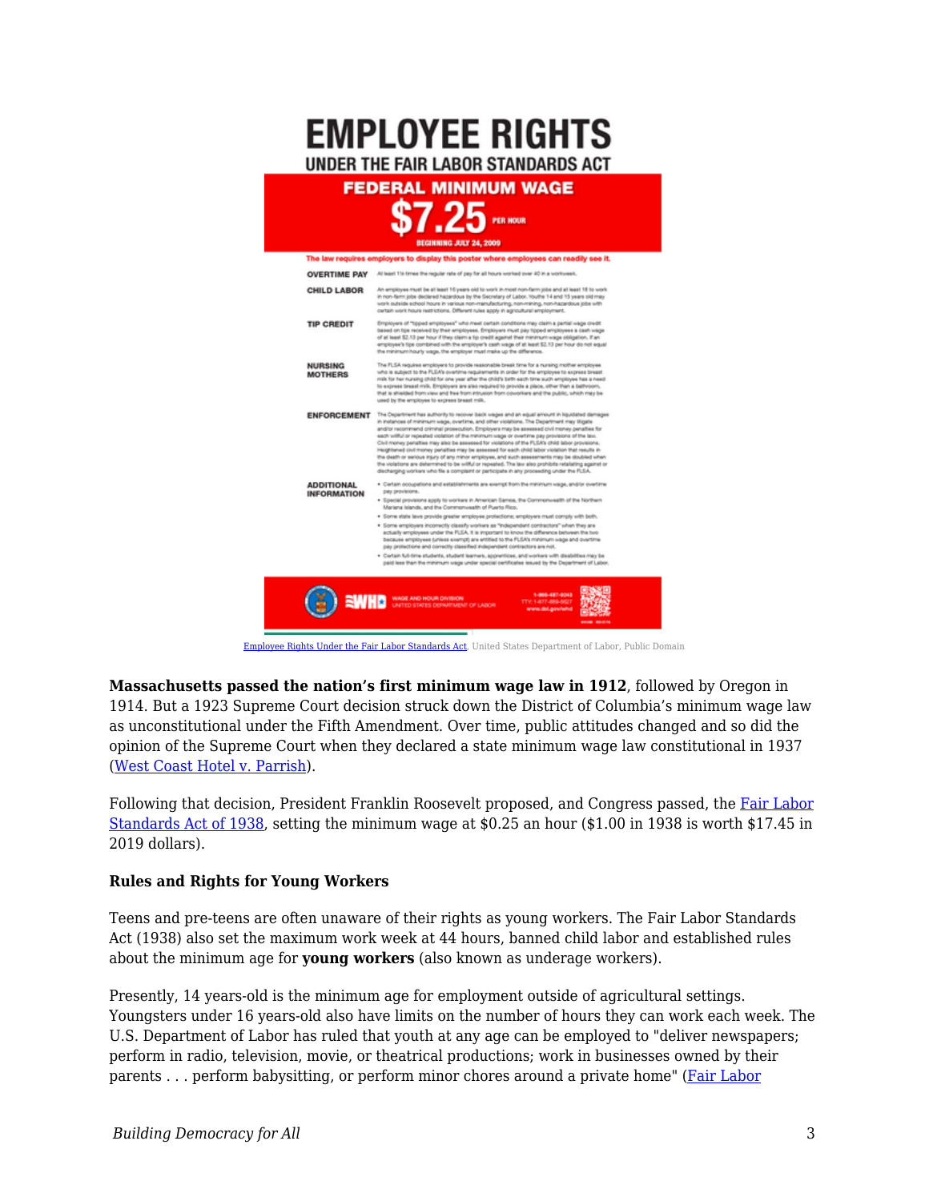Employee Rights Under the Fair Labor Standards Act, United States Department of Labor, Public Domain

**Massachusetts passed the nation's first minimum wage law in 1912**, followed by Oregon in 1914. But a 1923 Supreme Court decision struck down the District of Columbia's minimum wage law as unconstitutional under the Fifth Amendment. Over time, public attitudes changed and so did the opinion of the Supreme Court when they declared a state minimum wage law constitutional in 1937 (West Coast Hotel v. Parrish).

Following that decision, President Franklin Roosevelt proposed, and Congress passed, the Fair Labor Standards Act of 1938, setting the minimum wage at $0.25 an hour ($1.00 in 1938 is worth $17.45 in 2019 dollars).

**Rules and Rights for Young Workers**

Teens and pre-teens are often unaware of their rights as young workers. The Fair Labor Standards Act (1938) also set the maximum work week at 44 hours, banned child labor and established rules about the minimum age for **young workers** (also known as underage workers).

Presently, 14 years-old is the minimum age for employment outside of agricultural settings. Youngsters under 16 years-old also have limits on the number of hours they can work each week. The U.S. Department of Labor has ruled that youth at any age can be employed to "deliver newspapers; perform in radio, television, movie, or theatrical productions; work in businesses owned by their parents . . . perform babysitting, or perform minor chores around a private home" (Fair Labor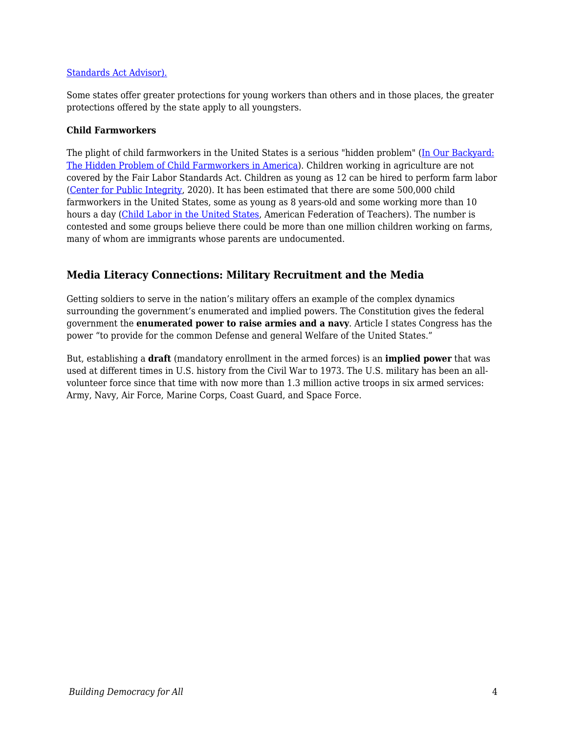Standards Act Advisor).

Some states offer greater protections for young workers than others and in those places, the greater protections offered by the state apply to all youngsters.

**Child Farmworkers**

The plight of child farmworkers in the United States is a serious "hidden problem" (In Our Backyard: The Hidden Problem of Child Farmworkers in America). Children working in agriculture are not covered by the Fair Labor Standards Act. Children as young as 12 can be hired to perform farm labor (Center for Public Integrity, 2020). It has been estimated that there are some 500,000 child farmworkers in the United States, some as young as 8 years-old and some working more than 10 hours a day (Child Labor in the United States, American Federation of Teachers). The number is contested and some groups believe there could be more than one million children working on farms, many of whom are immigrants whose parents are undocumented.

## Media Literacy Connections: Military Recruitment and the Media

Getting soldiers to serve in the nation's military offers an example of the complex dynamics surrounding the government's enumerated and implied powers. The Constitution gives the federal government the **enumerated power to raise armies and a navy**. Article I states Congress has the power "to provide for the common Defense and general Welfare of the United States."

But, establishing a **draft** (mandatory enrollment in the armed forces) is an **implied power** that was used at different times in U.S. history from the Civil War to 1973. The U.S. military has been an all-volunteer force since that time with now more than 1.3 million active troops in six armed services: Army, Navy, Air Force, Marine Corps, Coast Guard, and Space Force.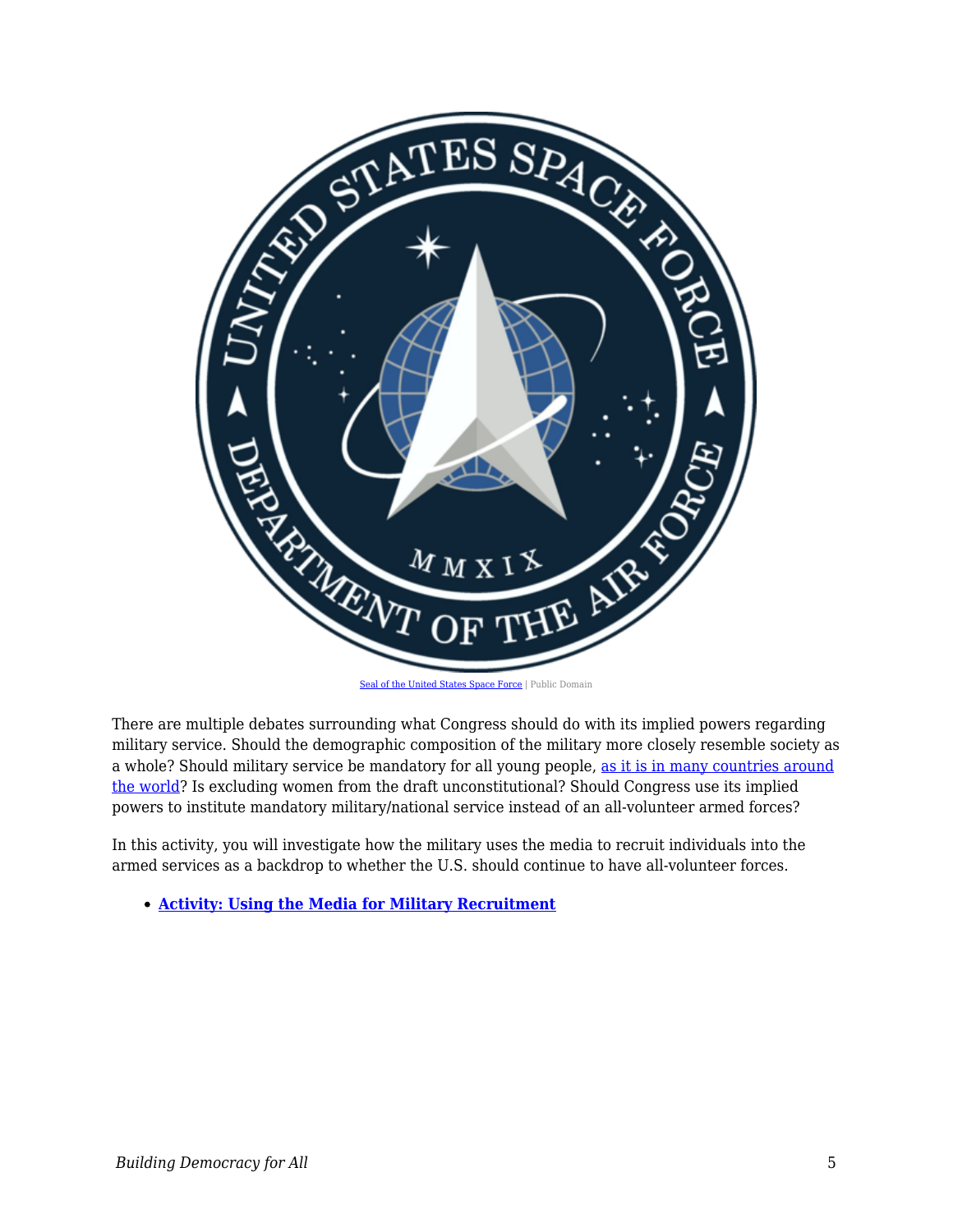Seal of the United States Space Force | Public Domain

There are multiple debates surrounding what Congress should do with its implied powers regarding military service. Should the demographic composition of the military more closely resemble society as a whole? Should military service be mandatory for all young people, as it is in many countries around the world? Is excluding women from the draft unconstitutional? Should Congress use its implied powers to institute mandatory military/national service instead of an all-volunteer armed forces?

In this activity, you will investigate how the military uses the media to recruit individuals into the armed services as a backdrop to whether the U.S. should continue to have all-volunteer forces.

- **Activity: Using the Media for Military Recruitment**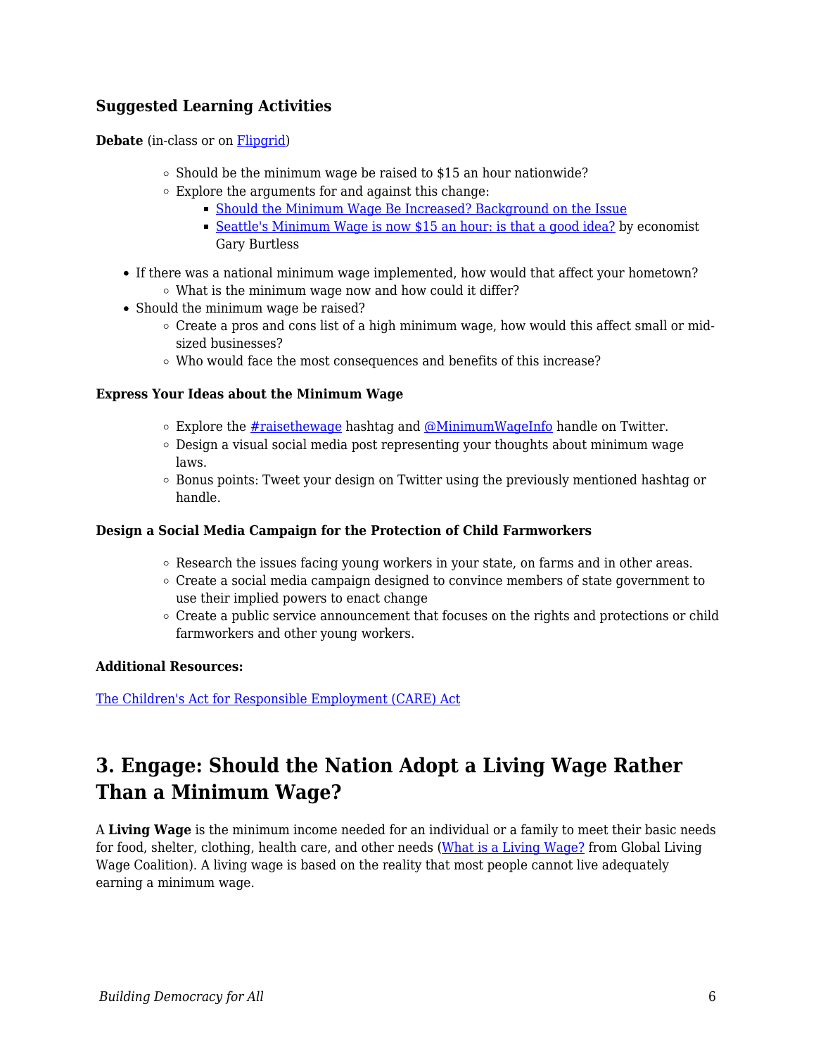### Suggested Learning Activities

**Debate** (in-class or on Flipgrid)

- Should be the minimum wage be raised to $15 an hour nationwide?
- Explore the arguments for and against this change:
  - Should the Minimum Wage Be Increased? Background on the Issue
  - Seattle's Minimum Wage is now $15 an hour: is that a good idea? by economist Gary Burtless

- If there was a national minimum wage implemented, how would that affect your hometown?
  - What is the minimum wage now and how could it differ?
- Should the minimum wage be raised?
  - Create a pros and cons list of a high minimum wage, how would this affect small or mid-sized businesses?
  - Who would face the most consequences and benefits of this increase?

**Express Your Ideas about the Minimum Wage**

- Explore the #raisethewage hashtag and @MinimumWageInfo handle on Twitter.
- Design a visual social media post representing your thoughts about minimum wage laws.
- Bonus points: Tweet your design on Twitter using the previously mentioned hashtag or handle.

**Design a Social Media Campaign for the Protection of Child Farmworkers**

- Research the issues facing young workers in your state, on farms and in other areas.
- Create a social media campaign designed to convince members of state government to use their implied powers to enact change
- Create a public service announcement that focuses on the rights and protections or child farmworkers and other young workers.

**Additional Resources:**

The Children's Act for Responsible Employment (CARE) Act

## 3. Engage: Should the Nation Adopt a Living Wage Rather Than a Minimum Wage?

A **Living Wage** is the minimum income needed for an individual or a family to meet their basic needs for food, shelter, clothing, health care, and other needs (What is a Living Wage? from Global Living Wage Coalition). A living wage is based on the reality that most people cannot live adequately earning a minimum wage.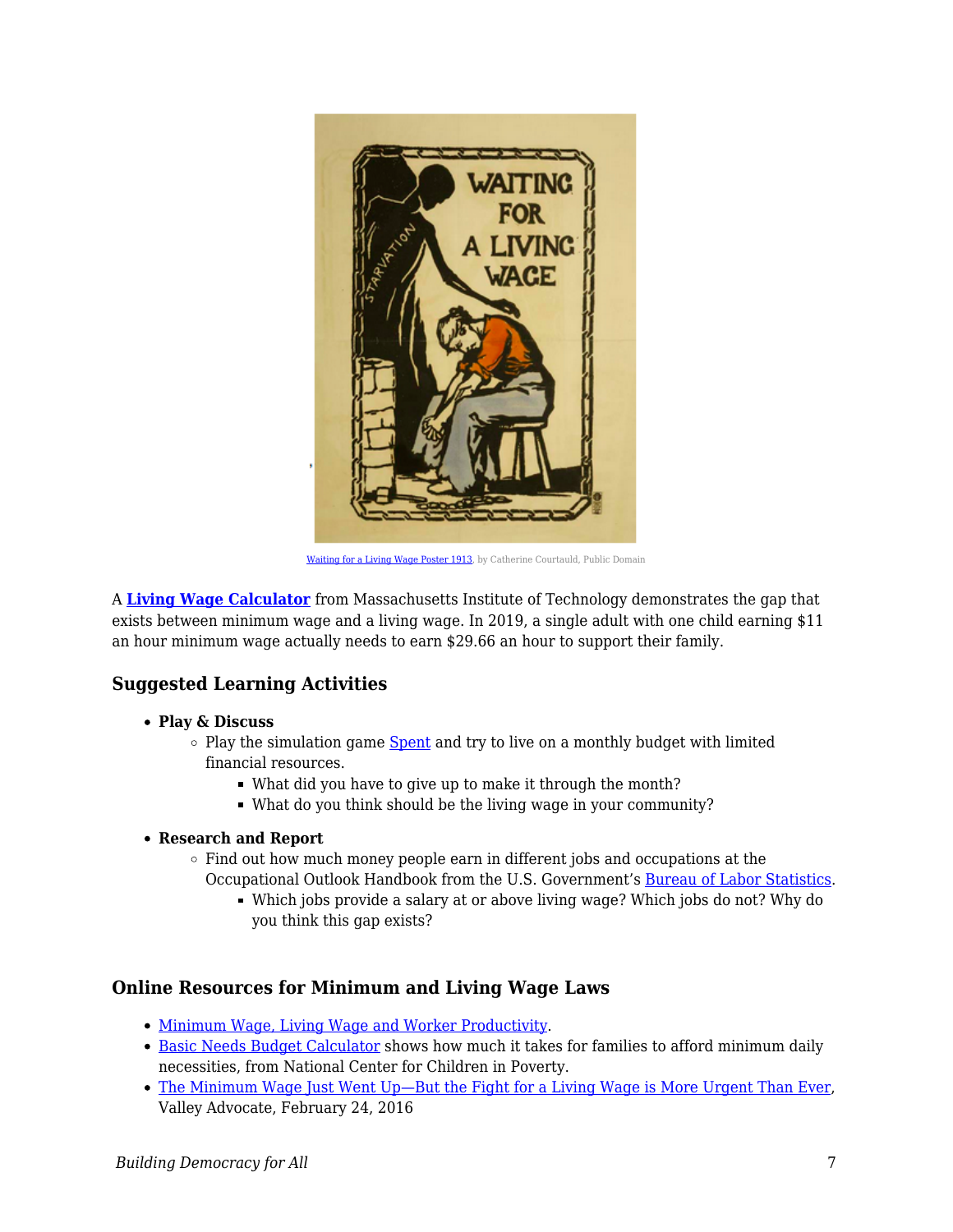Waiting for a Living Wage Poster 1913, by Catherine Courtauld, Public Domain

A **Living Wage Calculator** from Massachusetts Institute of Technology demonstrates the gap that exists between minimum wage and a living wage. In 2019, a single adult with one child earning $11 an hour minimum wage actually needs to earn $29.66 an hour to support their family.

### Suggested Learning Activities

- **Play & Discuss**
  - Play the simulation game Spent and try to live on a monthly budget with limited financial resources.
    - What did you have to give up to make it through the month?
    - What do you think should be the living wage in your community?
- **Research and Report**
  - Find out how much money people earn in different jobs and occupations at the Occupational Outlook Handbook from the U.S. Government's Bureau of Labor Statistics.
    - Which jobs provide a salary at or above living wage? Which jobs do not? Why do you think this gap exists?

### Online Resources for Minimum and Living Wage Laws

- Minimum Wage, Living Wage and Worker Productivity.
- Basic Needs Budget Calculator shows how much it takes for families to afford minimum daily necessities, from National Center for Children in Poverty.
- The Minimum Wage Just Went Up—But the Fight for a Living Wage is More Urgent Than Ever, Valley Advocate, February 24, 2016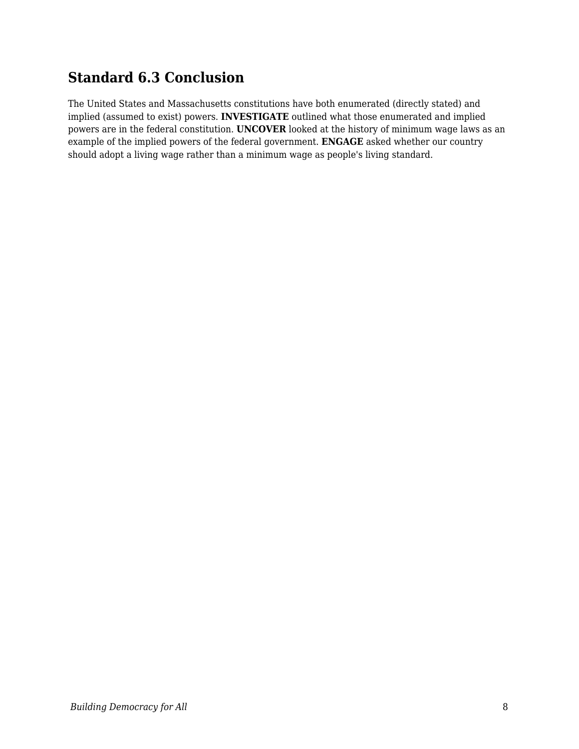## Standard 6.3 Conclusion

The United States and Massachusetts constitutions have both enumerated (directly stated) and implied (assumed to exist) powers. **INVESTIGATE** outlined what those enumerated and implied powers are in the federal constitution. **UNCOVER** looked at the history of minimum wage laws as an example of the implied powers of the federal government. **ENGAGE** asked whether our country should adopt a living wage rather than a minimum wage as people's living standard.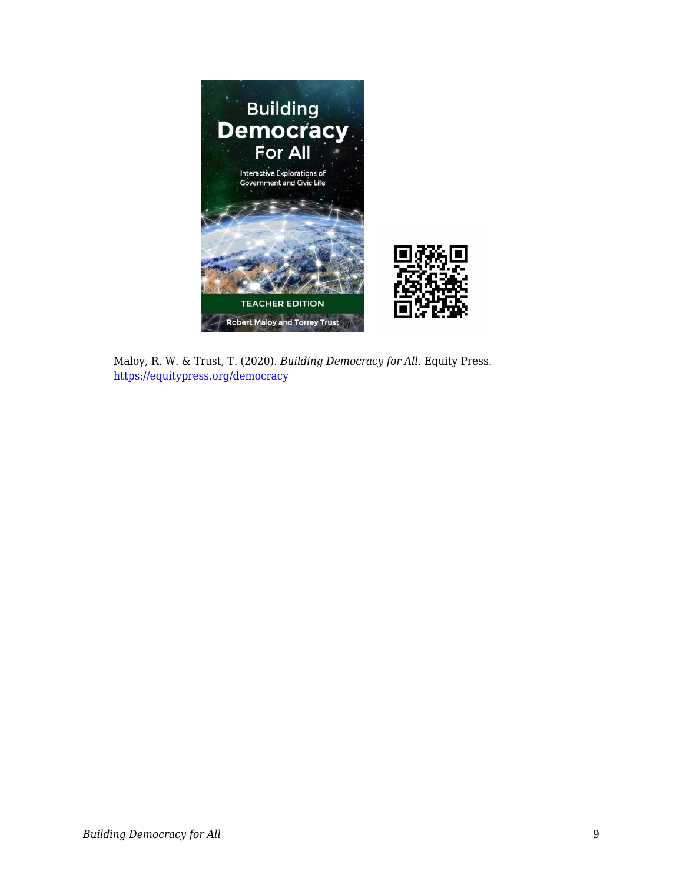Maloy, R. W. & Trust, T. (2020). *Building Democracy for All*. Equity Press. https://equitypress.org/democracy